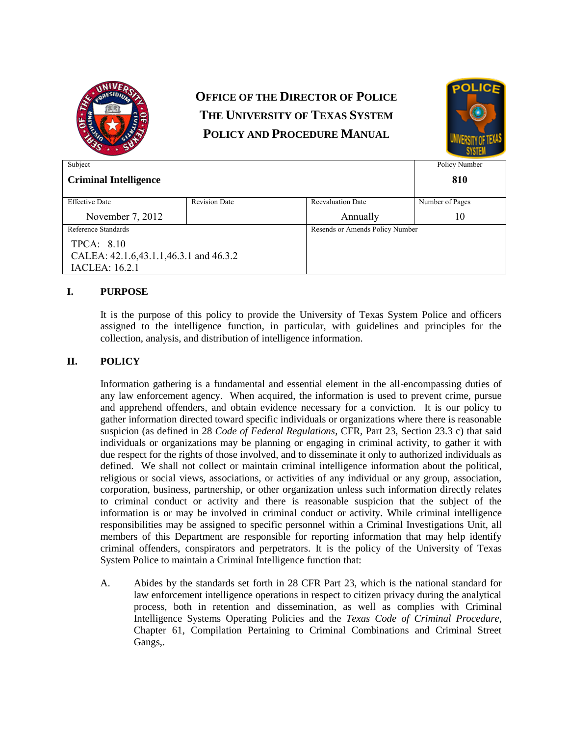**OFFICE OF THE DIRECTOR OF POLICE**
**THE UNIVERSITY OF TEXAS SYSTEM**
**POLICY AND PROCEDURE MANUAL**

| Subject | | | Policy Number |
|---|---|---|---|
| **Criminal Intelligence** | | | **810** |
| Effective Date | Revision Date | Reevaluation Date | Number of Pages |
| November 7, 2012 | | Annually | 10 |
| Reference Standards | | Resends or Amends Policy Number | |
| TPCA: 8.10<br>CALEA: 42.1.6,43.1.1,46.3.1 and 46.3.2<br>IACLEA: 16.2.1 | | | |

## I. PURPOSE

It is the purpose of this policy to provide the University of Texas System Police and officers assigned to the intelligence function, in particular, with guidelines and principles for the collection, analysis, and distribution of intelligence information.

## II. POLICY

Information gathering is a fundamental and essential element in the all-encompassing duties of any law enforcement agency. When acquired, the information is used to prevent crime, pursue and apprehend offenders, and obtain evidence necessary for a conviction. It is our policy to gather information directed toward specific individuals or organizations where there is reasonable suspicion (as defined in 28 *Code of Federal Regulations*, CFR, Part 23, Section 23.3 c) that said individuals or organizations may be planning or engaging in criminal activity, to gather it with due respect for the rights of those involved, and to disseminate it only to authorized individuals as defined. We shall not collect or maintain criminal intelligence information about the political, religious or social views, associations, or activities of any individual or any group, association, corporation, business, partnership, or other organization unless such information directly relates to criminal conduct or activity and there is reasonable suspicion that the subject of the information is or may be involved in criminal conduct or activity. While criminal intelligence responsibilities may be assigned to specific personnel within a Criminal Investigations Unit, all members of this Department are responsible for reporting information that may help identify criminal offenders, conspirators and perpetrators. It is the policy of the University of Texas System Police to maintain a Criminal Intelligence function that:

A. Abides by the standards set forth in 28 CFR Part 23, which is the national standard for law enforcement intelligence operations in respect to citizen privacy during the analytical process, both in retention and dissemination, as well as complies with Criminal Intelligence Systems Operating Policies and the *Texas Code of Criminal Procedure*, Chapter 61, Compilation Pertaining to Criminal Combinations and Criminal Street Gangs,.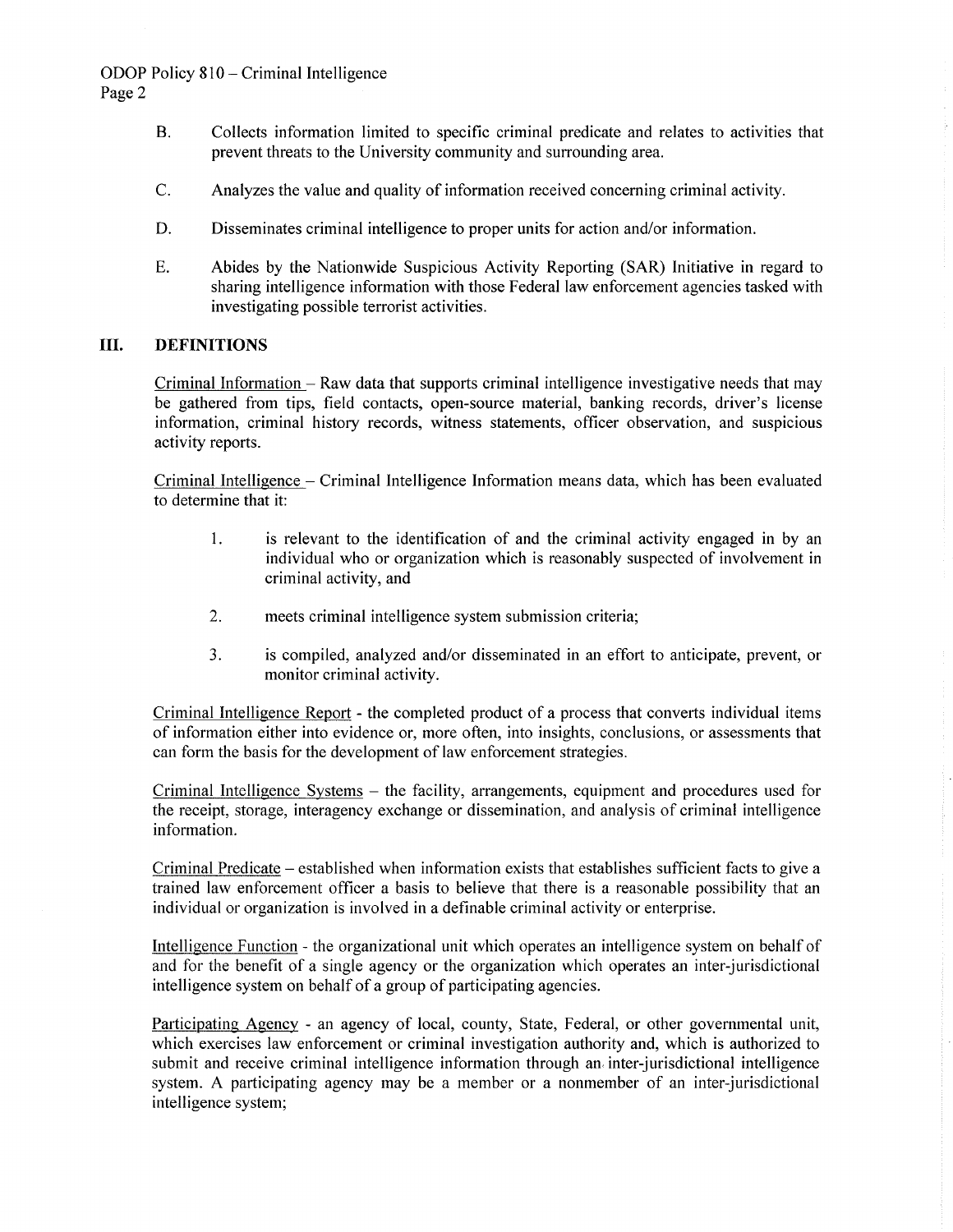B. Collects information limited to specific criminal predicate and relates to activities that prevent threats to the University community and surrounding area.

C. Analyzes the value and quality of information received concerning criminal activity.

D. Disseminates criminal intelligence to proper units for action and/or information.

E. Abides by the Nationwide Suspicious Activity Reporting (SAR) Initiative in regard to sharing intelligence information with those Federal law enforcement agencies tasked with investigating possible terrorist activities.

## III. DEFINITIONS

Criminal Information – Raw data that supports criminal intelligence investigative needs that may be gathered from tips, field contacts, open-source material, banking records, driver's license information, criminal history records, witness statements, officer observation, and suspicious activity reports.

Criminal Intelligence – Criminal Intelligence Information means data, which has been evaluated to determine that it:

1. is relevant to the identification of and the criminal activity engaged in by an individual who or organization which is reasonably suspected of involvement in criminal activity, and

2. meets criminal intelligence system submission criteria;

3. is compiled, analyzed and/or disseminated in an effort to anticipate, prevent, or monitor criminal activity.

Criminal Intelligence Report - the completed product of a process that converts individual items of information either into evidence or, more often, into insights, conclusions, or assessments that can form the basis for the development of law enforcement strategies.

Criminal Intelligence Systems – the facility, arrangements, equipment and procedures used for the receipt, storage, interagency exchange or dissemination, and analysis of criminal intelligence information.

Criminal Predicate – established when information exists that establishes sufficient facts to give a trained law enforcement officer a basis to believe that there is a reasonable possibility that an individual or organization is involved in a definable criminal activity or enterprise.

Intelligence Function - the organizational unit which operates an intelligence system on behalf of and for the benefit of a single agency or the organization which operates an inter-jurisdictional intelligence system on behalf of a group of participating agencies.

Participating Agency - an agency of local, county, State, Federal, or other governmental unit, which exercises law enforcement or criminal investigation authority and, which is authorized to submit and receive criminal intelligence information through an inter-jurisdictional intelligence system. A participating agency may be a member or a nonmember of an inter-jurisdictional intelligence system;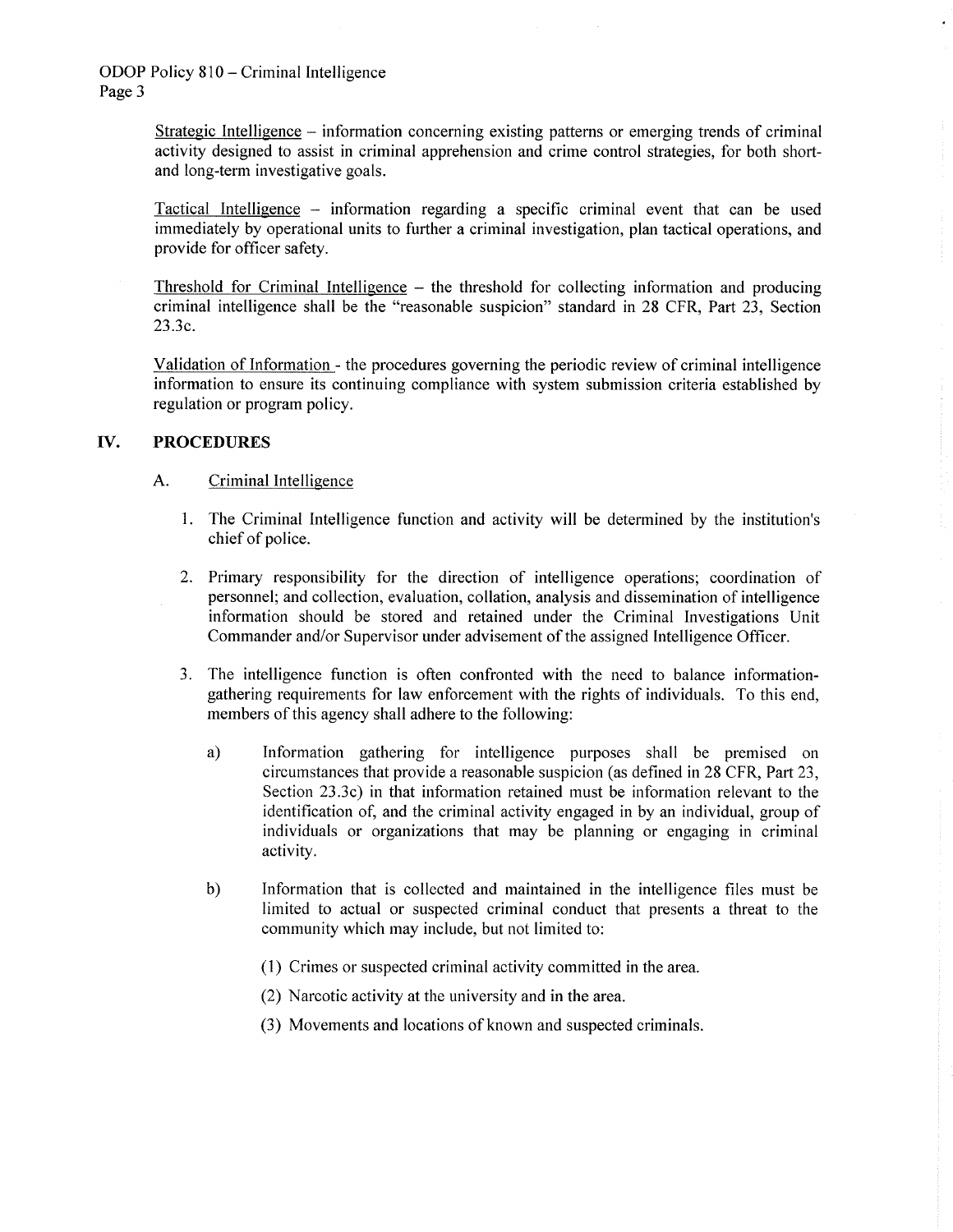Strategic Intelligence – information concerning existing patterns or emerging trends of criminal activity designed to assist in criminal apprehension and crime control strategies, for both short- and long-term investigative goals.

Tactical Intelligence – information regarding a specific criminal event that can be used immediately by operational units to further a criminal investigation, plan tactical operations, and provide for officer safety.

Threshold for Criminal Intelligence – the threshold for collecting information and producing criminal intelligence shall be the "reasonable suspicion" standard in 28 CFR, Part 23, Section 23.3c.

Validation of Information - the procedures governing the periodic review of criminal intelligence information to ensure its continuing compliance with system submission criteria established by regulation or program policy.

## IV. PROCEDURES

A. Criminal Intelligence

1. The Criminal Intelligence function and activity will be determined by the institution's chief of police.

2. Primary responsibility for the direction of intelligence operations; coordination of personnel; and collection, evaluation, collation, analysis and dissemination of intelligence information should be stored and retained under the Criminal Investigations Unit Commander and/or Supervisor under advisement of the assigned Intelligence Officer.

3. The intelligence function is often confronted with the need to balance information-gathering requirements for law enforcement with the rights of individuals. To this end, members of this agency shall adhere to the following:

   a) Information gathering for intelligence purposes shall be premised on circumstances that provide a reasonable suspicion (as defined in 28 CFR, Part 23, Section 23.3c) in that information retained must be information relevant to the identification of, and the criminal activity engaged in by an individual, group of individuals or organizations that may be planning or engaging in criminal activity.

   b) Information that is collected and maintained in the intelligence files must be limited to actual or suspected criminal conduct that presents a threat to the community which may include, but not limited to:

      (1) Crimes or suspected criminal activity committed in the area.

      (2) Narcotic activity at the university and in the area.

      (3) Movements and locations of known and suspected criminals.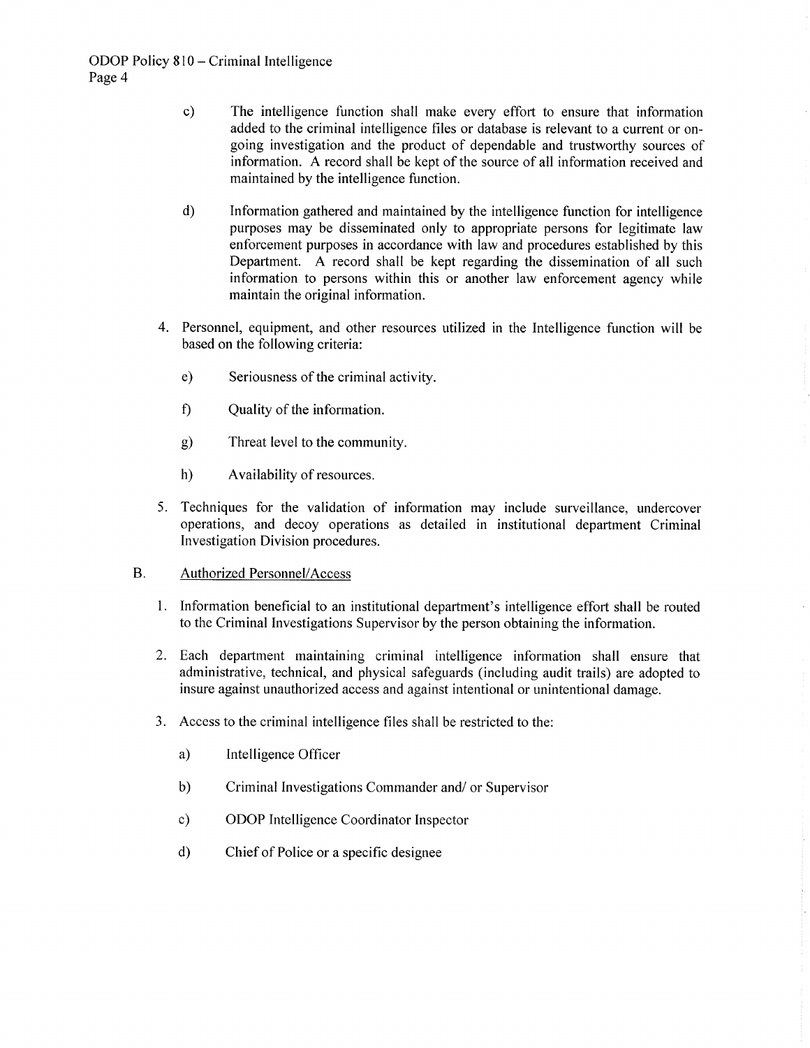c) The intelligence function shall make every effort to ensure that information added to the criminal intelligence files or database is relevant to a current or on-going investigation and the product of dependable and trustworthy sources of information. A record shall be kept of the source of all information received and maintained by the intelligence function.

d) Information gathered and maintained by the intelligence function for intelligence purposes may be disseminated only to appropriate persons for legitimate law enforcement purposes in accordance with law and procedures established by this Department. A record shall be kept regarding the dissemination of all such information to persons within this or another law enforcement agency while maintain the original information.

4. Personnel, equipment, and other resources utilized in the Intelligence function will be based on the following criteria:

   e) Seriousness of the criminal activity.

   f) Quality of the information.

   g) Threat level to the community.

   h) Availability of resources.

5. Techniques for the validation of information may include surveillance, undercover operations, and decoy operations as detailed in institutional department Criminal Investigation Division procedures.

B. Authorized Personnel/Access

1. Information beneficial to an institutional department's intelligence effort shall be routed to the Criminal Investigations Supervisor by the person obtaining the information.

2. Each department maintaining criminal intelligence information shall ensure that administrative, technical, and physical safeguards (including audit trails) are adopted to insure against unauthorized access and against intentional or unintentional damage.

3. Access to the criminal intelligence files shall be restricted to the:

   a) Intelligence Officer

   b) Criminal Investigations Commander and/ or Supervisor

   c) ODOP Intelligence Coordinator Inspector

   d) Chief of Police or a specific designee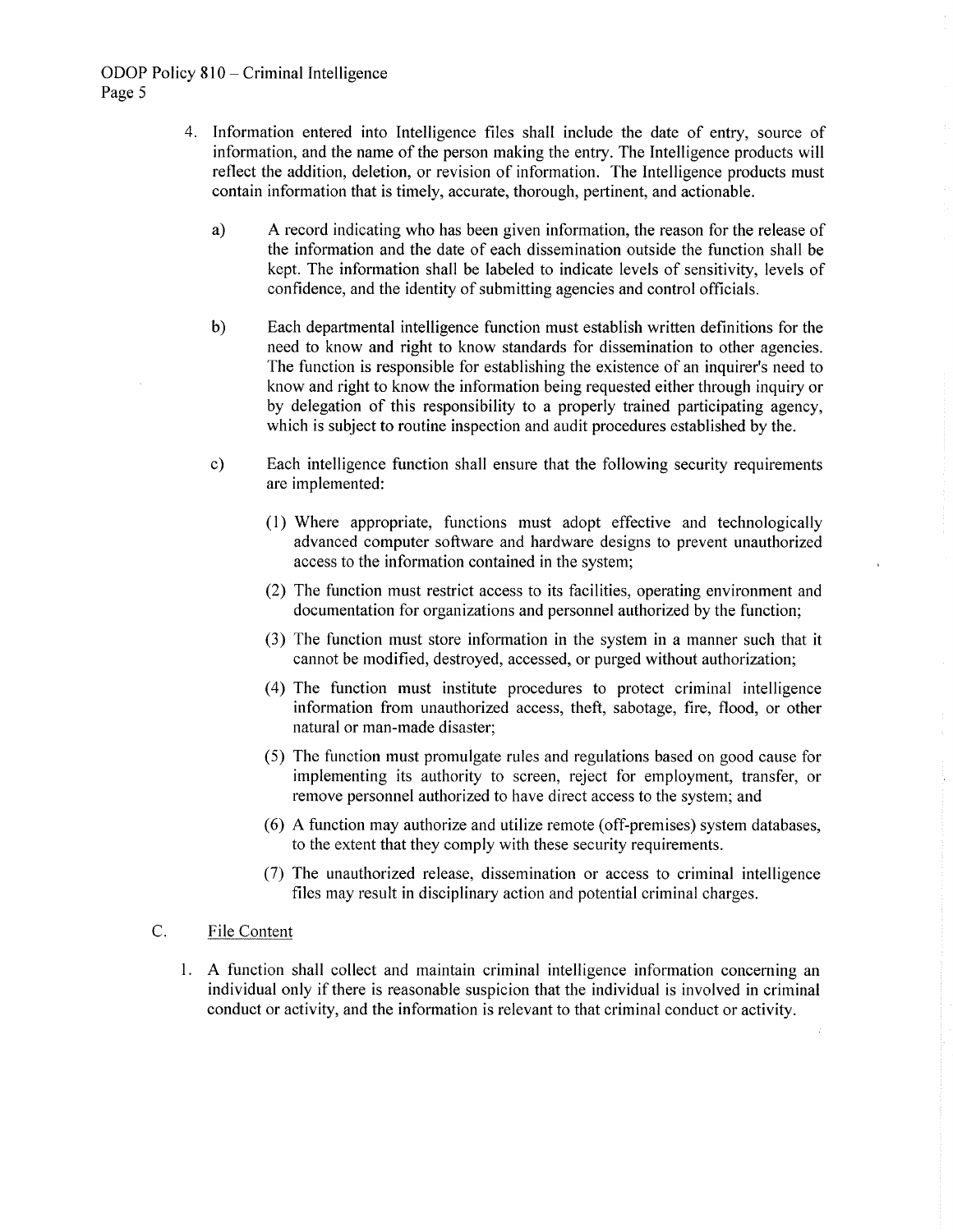4. Information entered into Intelligence files shall include the date of entry, source of information, and the name of the person making the entry. The Intelligence products will reflect the addition, deletion, or revision of information. The Intelligence products must contain information that is timely, accurate, thorough, pertinent, and actionable.

   a) A record indicating who has been given information, the reason for the release of the information and the date of each dissemination outside the function shall be kept. The information shall be labeled to indicate levels of sensitivity, levels of confidence, and the identity of submitting agencies and control officials.

   b) Each departmental intelligence function must establish written definitions for the need to know and right to know standards for dissemination to other agencies. The function is responsible for establishing the existence of an inquirer's need to know and right to know the information being requested either through inquiry or by delegation of this responsibility to a properly trained participating agency, which is subject to routine inspection and audit procedures established by the.

   c) Each intelligence function shall ensure that the following security requirements are implemented:

      (1) Where appropriate, functions must adopt effective and technologically advanced computer software and hardware designs to prevent unauthorized access to the information contained in the system;

      (2) The function must restrict access to its facilities, operating environment and documentation for organizations and personnel authorized by the function;

      (3) The function must store information in the system in a manner such that it cannot be modified, destroyed, accessed, or purged without authorization;

      (4) The function must institute procedures to protect criminal intelligence information from unauthorized access, theft, sabotage, fire, flood, or other natural or man-made disaster;

      (5) The function must promulgate rules and regulations based on good cause for implementing its authority to screen, reject for employment, transfer, or remove personnel authorized to have direct access to the system; and

      (6) A function may authorize and utilize remote (off-premises) system databases, to the extent that they comply with these security requirements.

      (7) The unauthorized release, dissemination or access to criminal intelligence files may result in disciplinary action and potential criminal charges.

C. File Content

1. A function shall collect and maintain criminal intelligence information concerning an individual only if there is reasonable suspicion that the individual is involved in criminal conduct or activity, and the information is relevant to that criminal conduct or activity.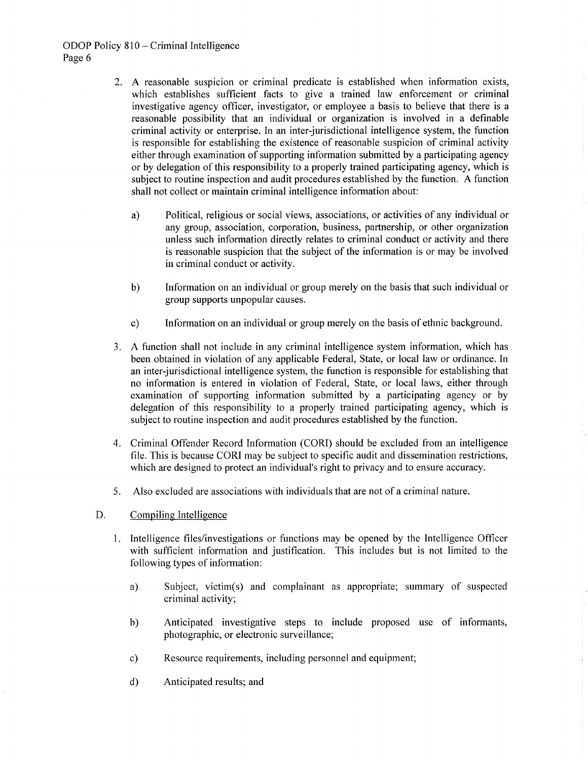2. A reasonable suspicion or criminal predicate is established when information exists, which establishes sufficient facts to give a trained law enforcement or criminal investigative agency officer, investigator, or employee a basis to believe that there is a reasonable possibility that an individual or organization is involved in a definable criminal activity or enterprise. In an inter-jurisdictional intelligence system, the function is responsible for establishing the existence of reasonable suspicion of criminal activity either through examination of supporting information submitted by a participating agency or by delegation of this responsibility to a properly trained participating agency, which is subject to routine inspection and audit procedures established by the function. A function shall not collect or maintain criminal intelligence information about:

   a) Political, religious or social views, associations, or activities of any individual or any group, association, corporation, business, partnership, or other organization unless such information directly relates to criminal conduct or activity and there is reasonable suspicion that the subject of the information is or may be involved in criminal conduct or activity.

   b) Information on an individual or group merely on the basis that such individual or group supports unpopular causes.

   c) Information on an individual or group merely on the basis of ethnic background.

3. A function shall not include in any criminal intelligence system information, which has been obtained in violation of any applicable Federal, State, or local law or ordinance. In an inter-jurisdictional intelligence system, the function is responsible for establishing that no information is entered in violation of Federal, State, or local laws, either through examination of supporting information submitted by a participating agency or by delegation of this responsibility to a properly trained participating agency, which is subject to routine inspection and audit procedures established by the function.

4. Criminal Offender Record Information (CORI) should be excluded from an intelligence file. This is because CORI may be subject to specific audit and dissemination restrictions, which are designed to protect an individual's right to privacy and to ensure accuracy.

5. Also excluded are associations with individuals that are not of a criminal nature.

D. Compiling Intelligence

1. Intelligence files/investigations or functions may be opened by the Intelligence Officer with sufficient information and justification. This includes but is not limited to the following types of information:

   a) Subject, victim(s) and complainant as appropriate; summary of suspected criminal activity;

   b) Anticipated investigative steps to include proposed use of informants, photographic, or electronic surveillance;

   c) Resource requirements, including personnel and equipment;

   d) Anticipated results; and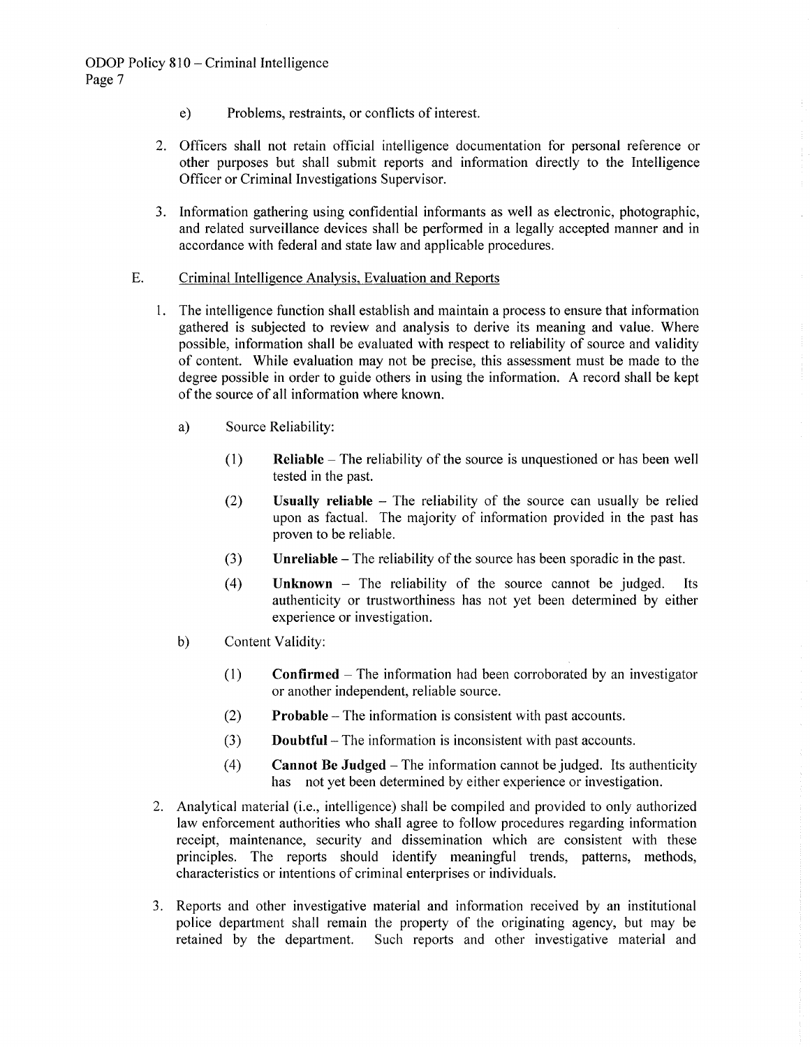e) Problems, restraints, or conflicts of interest.

2. Officers shall not retain official intelligence documentation for personal reference or other purposes but shall submit reports and information directly to the Intelligence Officer or Criminal Investigations Supervisor.

3. Information gathering using confidential informants as well as electronic, photographic, and related surveillance devices shall be performed in a legally accepted manner and in accordance with federal and state law and applicable procedures.

E. Criminal Intelligence Analysis, Evaluation and Reports

1. The intelligence function shall establish and maintain a process to ensure that information gathered is subjected to review and analysis to derive its meaning and value. Where possible, information shall be evaluated with respect to reliability of source and validity of content. While evaluation may not be precise, this assessment must be made to the degree possible in order to guide others in using the information. A record shall be kept of the source of all information where known.

   a) Source Reliability:

      (1) **Reliable** – The reliability of the source is unquestioned or has been well tested in the past.

      (2) **Usually reliable** – The reliability of the source can usually be relied upon as factual. The majority of information provided in the past has proven to be reliable.

      (3) **Unreliable** – The reliability of the source has been sporadic in the past.

      (4) **Unknown** – The reliability of the source cannot be judged. Its authenticity or trustworthiness has not yet been determined by either experience or investigation.

   b) Content Validity:

      (1) **Confirmed** – The information had been corroborated by an investigator or another independent, reliable source.

      (2) **Probable** – The information is consistent with past accounts.

      (3) **Doubtful** – The information is inconsistent with past accounts.

      (4) **Cannot Be Judged** – The information cannot be judged. Its authenticity has not yet been determined by either experience or investigation.

2. Analytical material (i.e., intelligence) shall be compiled and provided to only authorized law enforcement authorities who shall agree to follow procedures regarding information receipt, maintenance, security and dissemination which are consistent with these principles. The reports should identify meaningful trends, patterns, methods, characteristics or intentions of criminal enterprises or individuals.

3. Reports and other investigative material and information received by an institutional police department shall remain the property of the originating agency, but may be retained by the department. Such reports and other investigative material and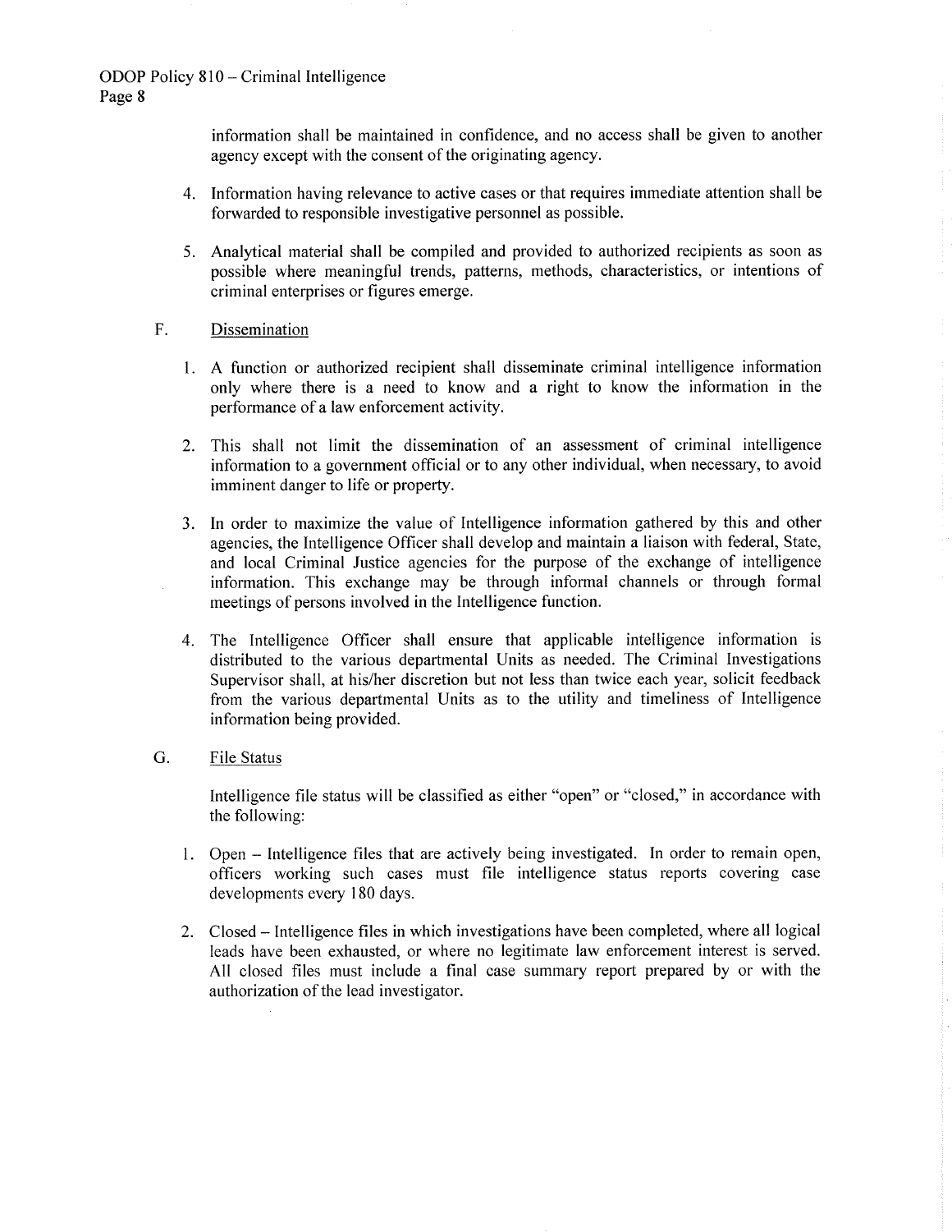information shall be maintained in confidence, and no access shall be given to another agency except with the consent of the originating agency.

4. Information having relevance to active cases or that requires immediate attention shall be forwarded to responsible investigative personnel as possible.

5. Analytical material shall be compiled and provided to authorized recipients as soon as possible where meaningful trends, patterns, methods, characteristics, or intentions of criminal enterprises or figures emerge.

F. Dissemination

1. A function or authorized recipient shall disseminate criminal intelligence information only where there is a need to know and a right to know the information in the performance of a law enforcement activity.

2. This shall not limit the dissemination of an assessment of criminal intelligence information to a government official or to any other individual, when necessary, to avoid imminent danger to life or property.

3. In order to maximize the value of Intelligence information gathered by this and other agencies, the Intelligence Officer shall develop and maintain a liaison with federal, State, and local Criminal Justice agencies for the purpose of the exchange of intelligence information. This exchange may be through informal channels or through formal meetings of persons involved in the Intelligence function.

4. The Intelligence Officer shall ensure that applicable intelligence information is distributed to the various departmental Units as needed. The Criminal Investigations Supervisor shall, at his/her discretion but not less than twice each year, solicit feedback from the various departmental Units as to the utility and timeliness of Intelligence information being provided.

G. File Status

Intelligence file status will be classified as either "open" or "closed," in accordance with the following:

1. Open – Intelligence files that are actively being investigated. In order to remain open, officers working such cases must file intelligence status reports covering case developments every 180 days.

2. Closed – Intelligence files in which investigations have been completed, where all logical leads have been exhausted, or where no legitimate law enforcement interest is served. All closed files must include a final case summary report prepared by or with the authorization of the lead investigator.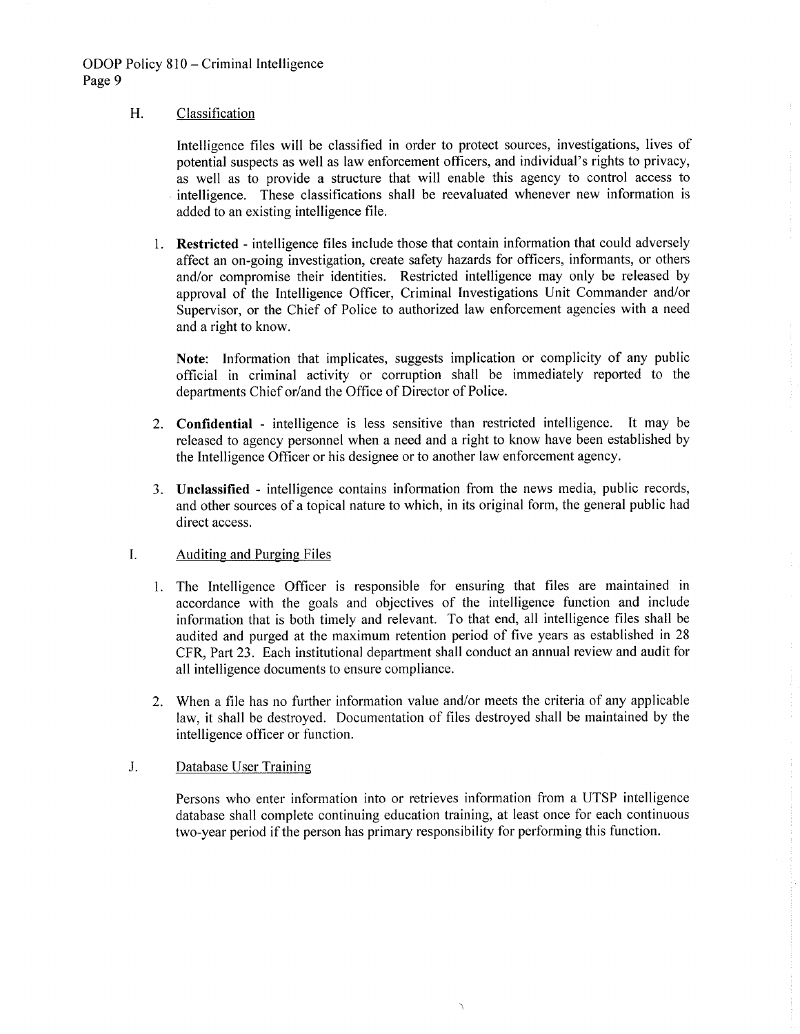### H. Classification

Intelligence files will be classified in order to protect sources, investigations, lives of potential suspects as well as law enforcement officers, and individual's rights to privacy, as well as to provide a structure that will enable this agency to control access to intelligence. These classifications shall be reevaluated whenever new information is added to an existing intelligence file.

1. **Restricted** - intelligence files include those that contain information that could adversely affect an on-going investigation, create safety hazards for officers, informants, or others and/or compromise their identities. Restricted intelligence may only be released by approval of the Intelligence Officer, Criminal Investigations Unit Commander and/or Supervisor, or the Chief of Police to authorized law enforcement agencies with a need and a right to know.

   **Note**: Information that implicates, suggests implication or complicity of any public official in criminal activity or corruption shall be immediately reported to the departments Chief or/and the Office of Director of Police.

2. **Confidential** - intelligence is less sensitive than restricted intelligence. It may be released to agency personnel when a need and a right to know have been established by the Intelligence Officer or his designee or to another law enforcement agency.

3. **Unclassified** - intelligence contains information from the news media, public records, and other sources of a topical nature to which, in its original form, the general public had direct access.

### I. Auditing and Purging Files

1. The Intelligence Officer is responsible for ensuring that files are maintained in accordance with the goals and objectives of the intelligence function and include information that is both timely and relevant. To that end, all intelligence files shall be audited and purged at the maximum retention period of five years as established in 28 CFR, Part 23. Each institutional department shall conduct an annual review and audit for all intelligence documents to ensure compliance.

2. When a file has no further information value and/or meets the criteria of any applicable law, it shall be destroyed. Documentation of files destroyed shall be maintained by the intelligence officer or function.

### J. Database User Training

Persons who enter information into or retrieves information from a UTSP intelligence database shall complete continuing education training, at least once for each continuous two-year period if the person has primary responsibility for performing this function.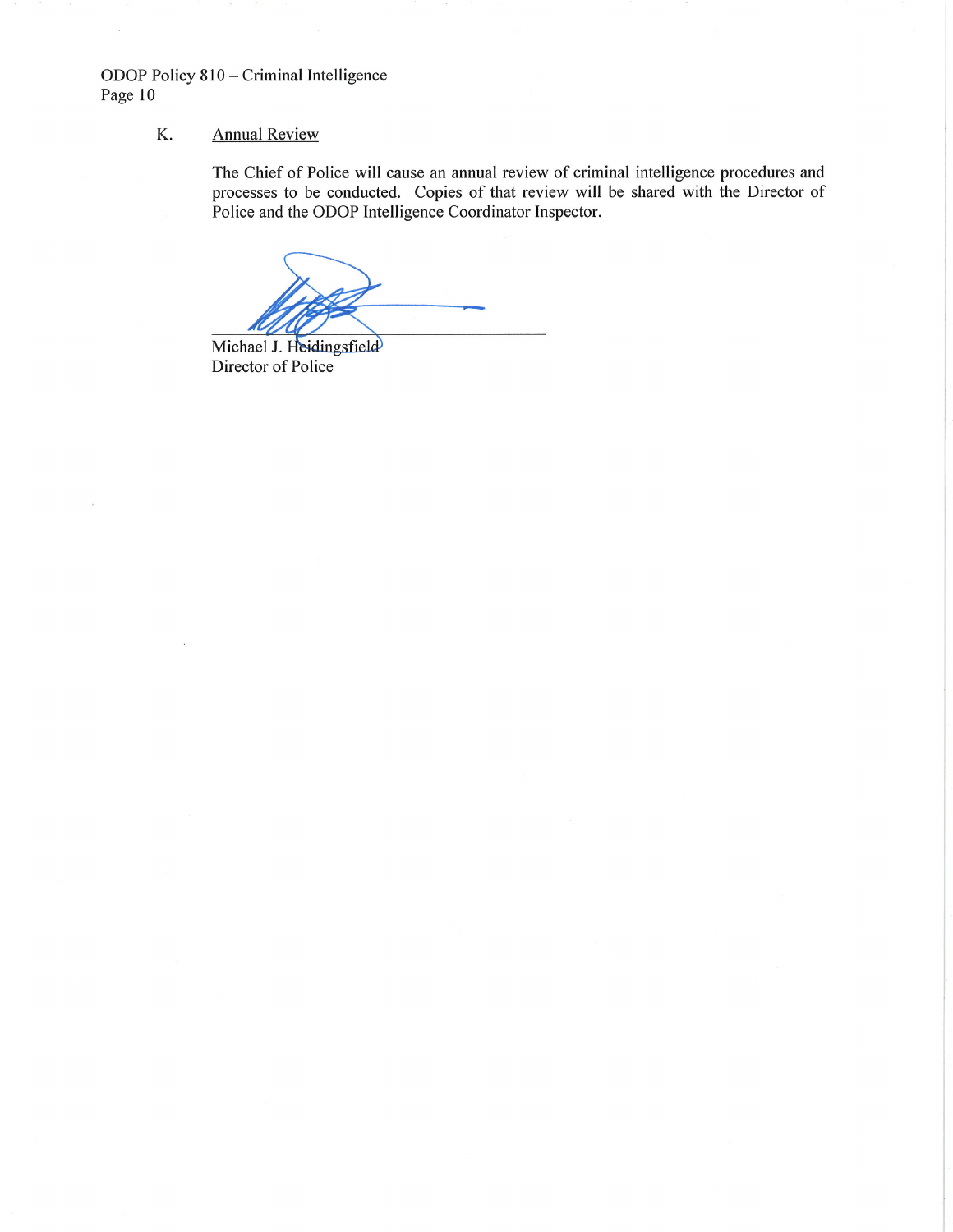K. Annual Review

The Chief of Police will cause an annual review of criminal intelligence procedures and processes to be conducted. Copies of that review will be shared with the Director of Police and the ODOP Intelligence Coordinator Inspector.

Michael J. Heidingsfield
Director of Police